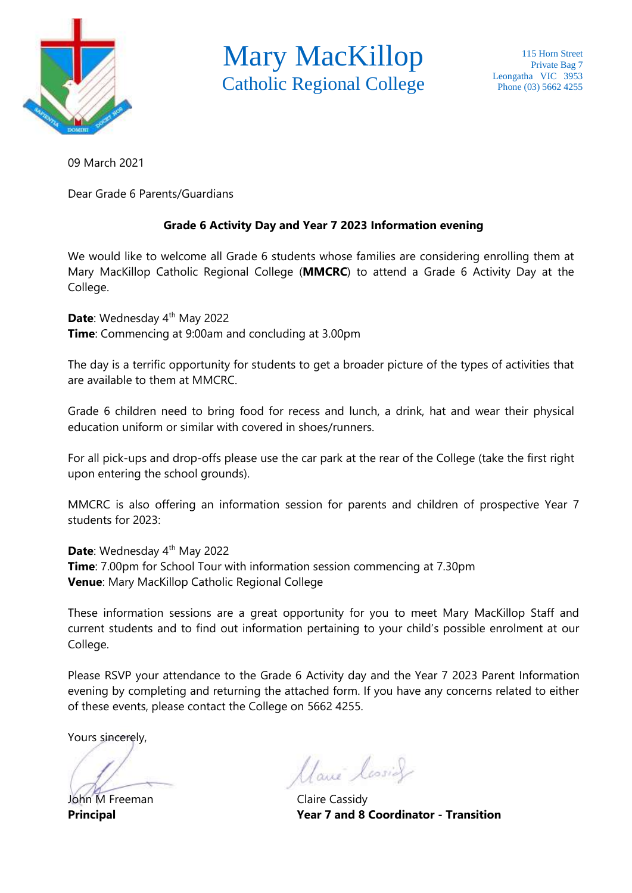# Mary MacKillop
## Catholic Regional College

115 Horn Street
Private Bag 7
Leongatha VIC 3953
Phone (03) 5662 4255

09 March 2021

Dear Grade 6 Parents/Guardians

**Grade 6 Activity Day and Year 7 2023 Information evening**

We would like to welcome all Grade 6 students whose families are considering enrolling them at Mary MacKillop Catholic Regional College (**MMCRC**) to attend a Grade 6 Activity Day at the College.

**Date**: Wednesday 4th May 2022
**Time**: Commencing at 9:00am and concluding at 3.00pm

The day is a terrific opportunity for students to get a broader picture of the types of activities that are available to them at MMCRC.

Grade 6 children need to bring food for recess and lunch, a drink, hat and wear their physical education uniform or similar with covered in shoes/runners.

For all pick-ups and drop-offs please use the car park at the rear of the College (take the first right upon entering the school grounds).

MMCRC is also offering an information session for parents and children of prospective Year 7 students for 2023:

**Date**: Wednesday 4th May 2022
**Time**: 7.00pm for School Tour with information session commencing at 7.30pm
**Venue**: Mary MacKillop Catholic Regional College

These information sessions are a great opportunity for you to meet Mary MacKillop Staff and current students and to find out information pertaining to your child's possible enrolment at our College.

Please RSVP your attendance to the Grade 6 Activity day and the Year 7 2023 Parent Information evening by completing and returning the attached form. If you have any concerns related to either of these events, please contact the College on 5662 4255.

Yours sincerely,

John M Freeman
**Principal**

Claire Cassidy
**Year 7 and 8 Coordinator - Transition**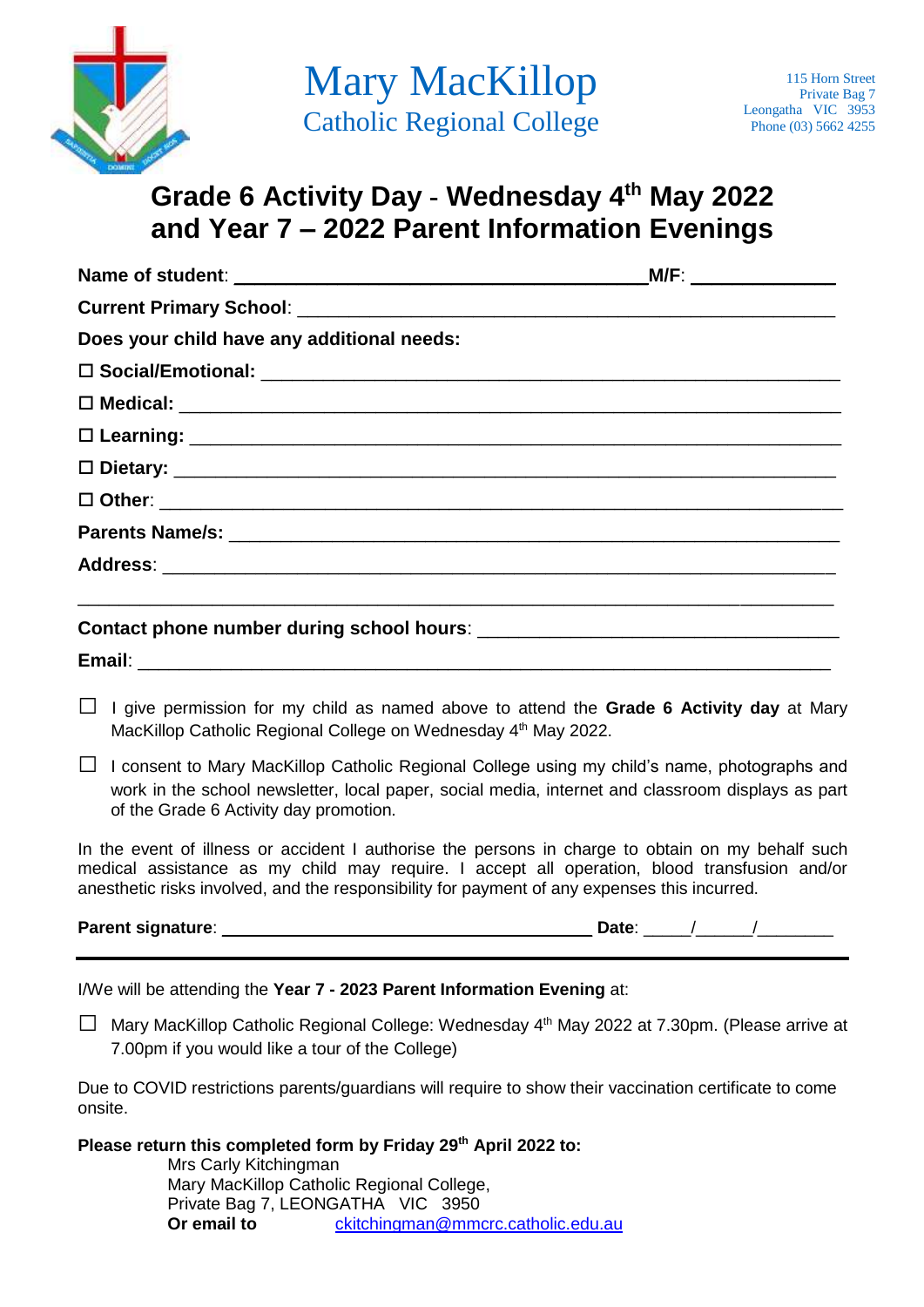# Mary MacKillop
## Catholic Regional College

115 Horn Street
Private Bag 7
Leongatha VIC 3953
Phone (03) 5662 4255

## Grade 6 Activity Day - Wednesday 4th May 2022 and Year 7 – 2022 Parent Information Evenings

**Name of student**: ________________________________________ **M/F**: ____________

**Current Primary School**: ______________________________________________________

**Does your child have any additional needs:**

☐ **Social/Emotional:** ______________________________________________________

☐ **Medical:** ___________________________________________________________

☐ **Learning:** __________________________________________________________

☐ **Dietary:** ___________________________________________________________

☐ **Other**: _____________________________________________________________

**Parents Name/s:** _______________________________________________________

**Address**: ____________________________________________________________

_______________________________________________________________________

**Contact phone number during school hours**: ___________________________________

**Email**: ______________________________________________________________

☐ I give permission for my child as named above to attend the **Grade 6 Activity day** at Mary MacKillop Catholic Regional College on Wednesday 4th May 2022.

☐ I consent to Mary MacKillop Catholic Regional College using my child's name, photographs and work in the school newsletter, local paper, social media, internet and classroom displays as part of the Grade 6 Activity day promotion.

In the event of illness or accident I authorise the persons in charge to obtain on my behalf such medical assistance as my child may require. I accept all operation, blood transfusion and/or anesthetic risks involved, and the responsibility for payment of any expenses this incurred.

**Parent signature**: ____________________________________ **Date**: _____/______/________

---

I/We will be attending the **Year 7 - 2023 Parent Information Evening** at:

☐ Mary MacKillop Catholic Regional College: Wednesday 4th May 2022 at 7.30pm. (Please arrive at 7.00pm if you would like a tour of the College)

Due to COVID restrictions parents/guardians will require to show their vaccination certificate to come onsite.

**Please return this completed form by Friday 29th April 2022 to:**

Mrs Carly Kitchingman
Mary MacKillop Catholic Regional College,
Private Bag 7, LEONGATHA VIC 3950
**Or email to** ckitchingman@mmcrc.catholic.edu.au